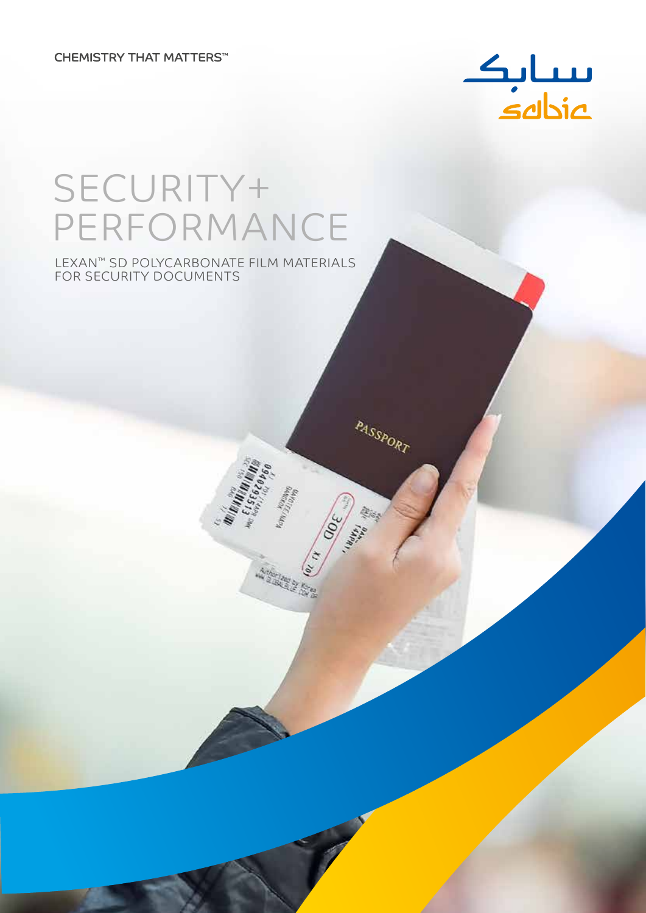CHEMISTRY THAT MATTERS™

# SECURITY+ PERFORMANCE

## LEXAN™ SD POLYCARBONATE FILM MATERIALS FOR SECURITY DOCUMENTS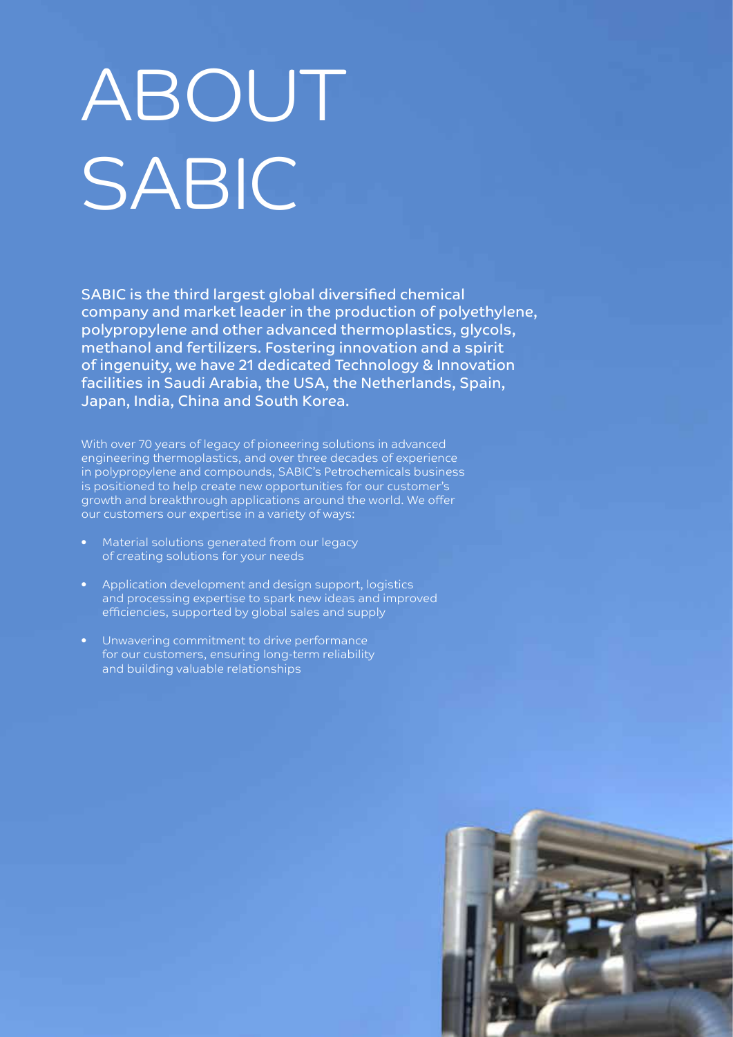# ABOUT SABIC

**SABIC is the third largest global diversified chemical company and market leader in the production of polyethylene, polypropylene and other advanced thermoplastics, glycols, methanol and fertilizers. Fostering innovation and a spirit of ingenuity, we have 21 dedicated Technology & Innovation facilities in Saudi Arabia, the USA, the Netherlands, Spain, Japan, India, China and South Korea.**

With over 70 years of legacy of pioneering solutions in advanced engineering thermoplastics, and over three decades of experience in polypropylene and compounds, SABIC's Petrochemicals business is positioned to help create new opportunities for our customer's growth and breakthrough applications around the world. We offer our customers our expertise in a variety of ways:

- Material solutions generated from our legacy of creating solutions for your needs
- Application development and design support, logistics and processing expertise to spark new ideas and improved efficiencies, supported by global sales and supply
- Unwavering commitment to drive performance for our customers, ensuring long-term reliability and building valuable relationships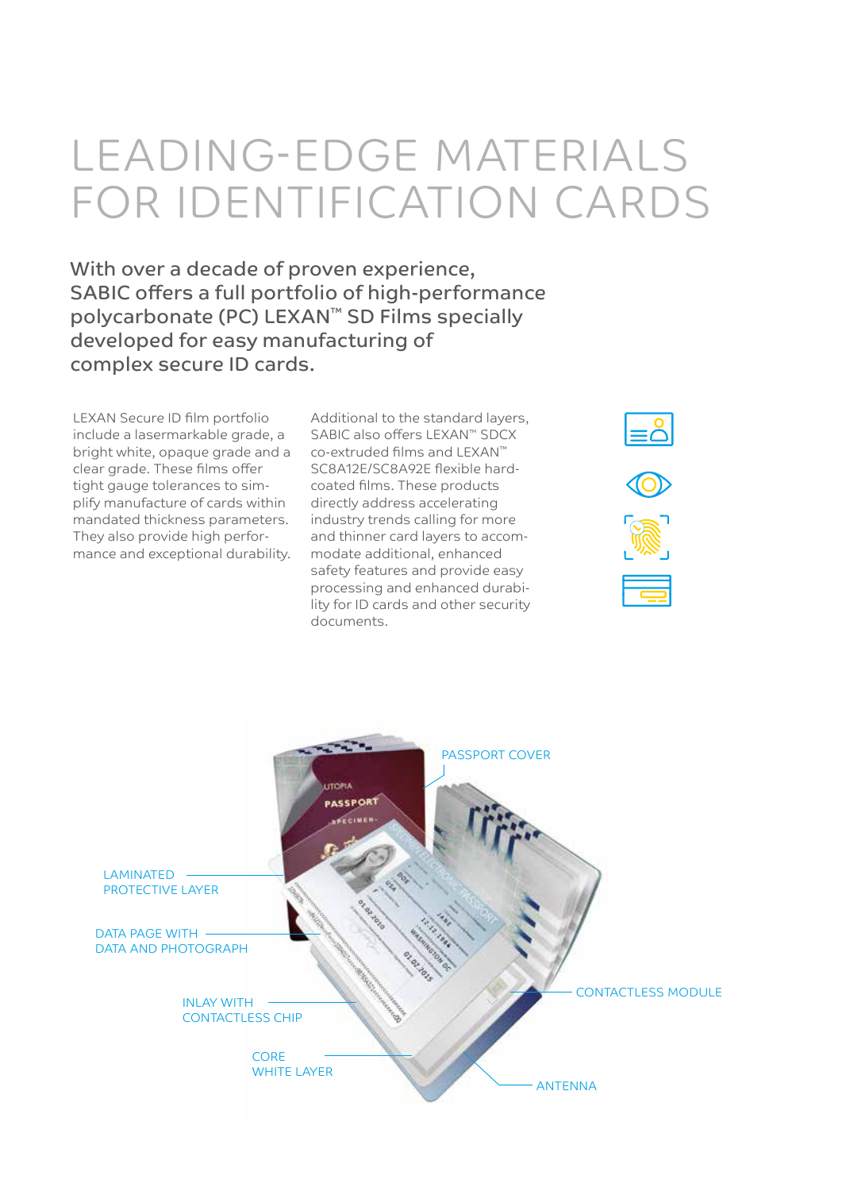# LEADING-EDGE MATERIALS FOR IDENTIFICATION CARDS

## With over a decade of proven experience, SABIC offers a full portfolio of high-performance polycarbonate (PC) LEXAN™ SD Films specially developed for easy manufacturing of complex secure ID cards.

LEXAN Secure ID film portfolio include a lasermarkable grade, a bright white, opaque grade and a clear grade. These films offer tight gauge tolerances to simplify manufacture of cards within mandated thickness parameters. They also provide high performance and exceptional durability.

Additional to the standard layers, SABIC also offers LEXAN™ SDCX co-extruded films and LEXAN™ SC8A12E/SC8A92E flexible hard-coated films. These products directly address accelerating industry trends calling for more and thinner card layers to accommodate additional, enhanced safety features and provide easy processing and enhanced durability for ID cards and other security documents.

PASSPORT COVER

LAMINATED PROTECTIVE LAYER

DATA PAGE WITH DATA AND PHOTOGRAPH

INLAY WITH CONTACTLESS CHIP

CORE WHITE LAYER

CONTACTLESS MODULE

ANTENNA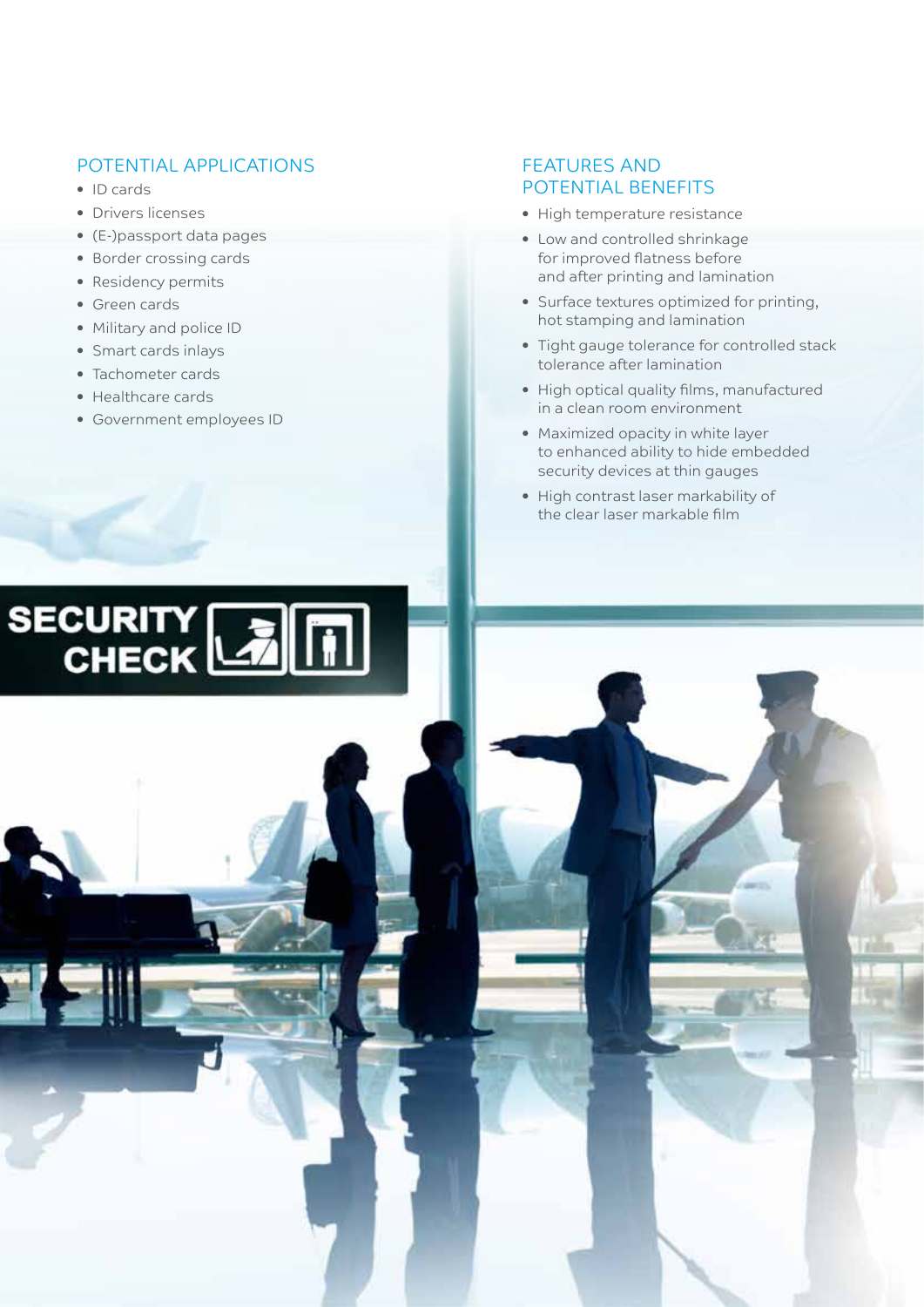## POTENTIAL APPLICATIONS

- ID cards
- Drivers licenses
- (E-)passport data pages
- Border crossing cards
- Residency permits
- Green cards
- Military and police ID
- Smart cards inlays
- Tachometer cards
- Healthcare cards
- Government employees ID

## FEATURES AND POTENTIAL BENEFITS

- High temperature resistance
- Low and controlled shrinkage for improved flatness before and after printing and lamination
- Surface textures optimized for printing, hot stamping and lamination
- Tight gauge tolerance for controlled stack tolerance after lamination
- High optical quality films, manufactured in a clean room environment
- Maximized opacity in white layer to enhanced ability to hide embedded security devices at thin gauges
- High contrast laser markability of the clear laser markable film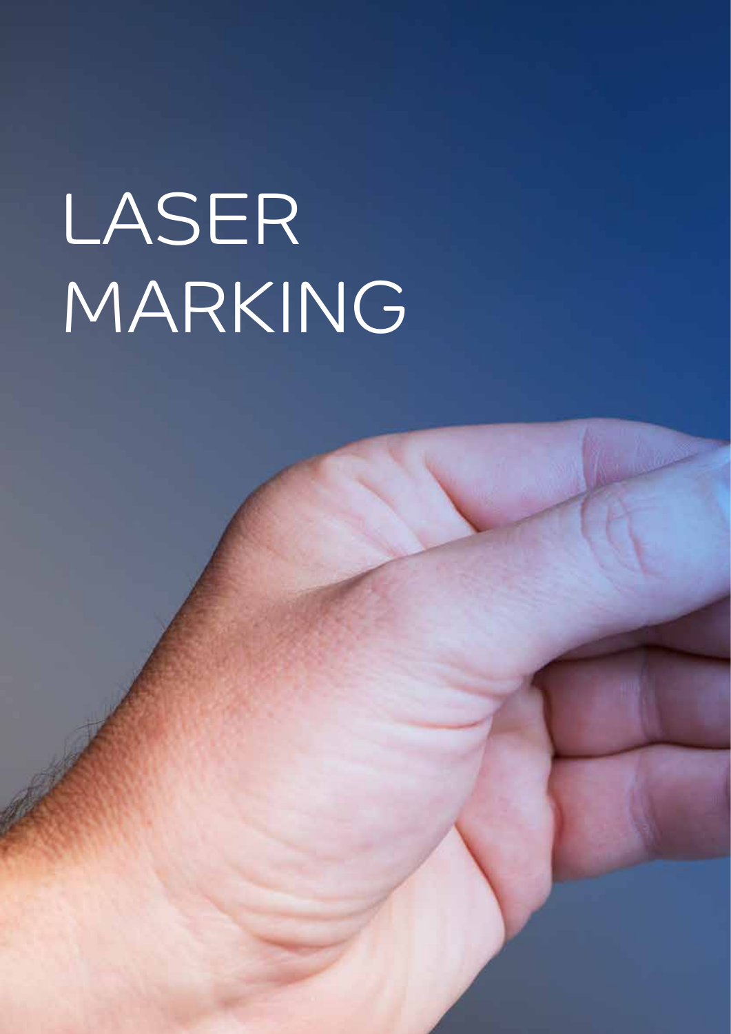# LASER MARKING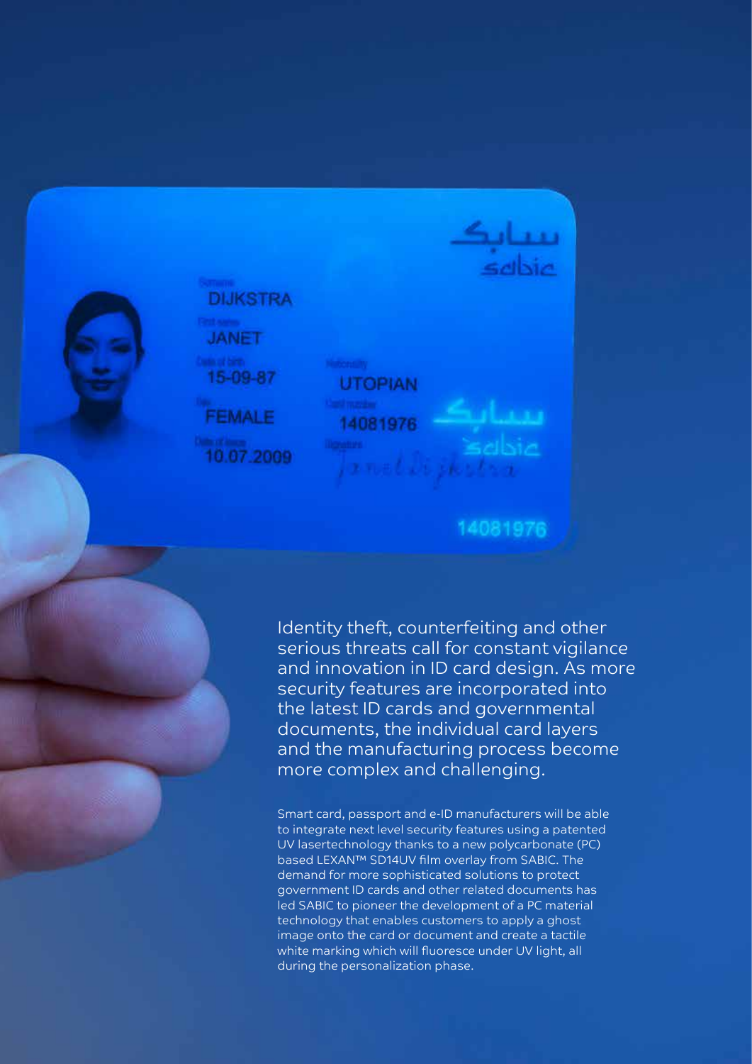Identity theft, counterfeiting and other serious threats call for constant vigilance and innovation in ID card design. As more security features are incorporated into the latest ID cards and governmental documents, the individual card layers and the manufacturing process become more complex and challenging.

Smart card, passport and e-ID manufacturers will be able to integrate next level security features using a patented UV lasertechnology thanks to a new polycarbonate (PC) based LEXAN™ SD14UV film overlay from SABIC. The demand for more sophisticated solutions to protect government ID cards and other related documents has led SABIC to pioneer the development of a PC material technology that enables customers to apply a ghost image onto the card or document and create a tactile white marking which will fluoresce under UV light, all during the personalization phase.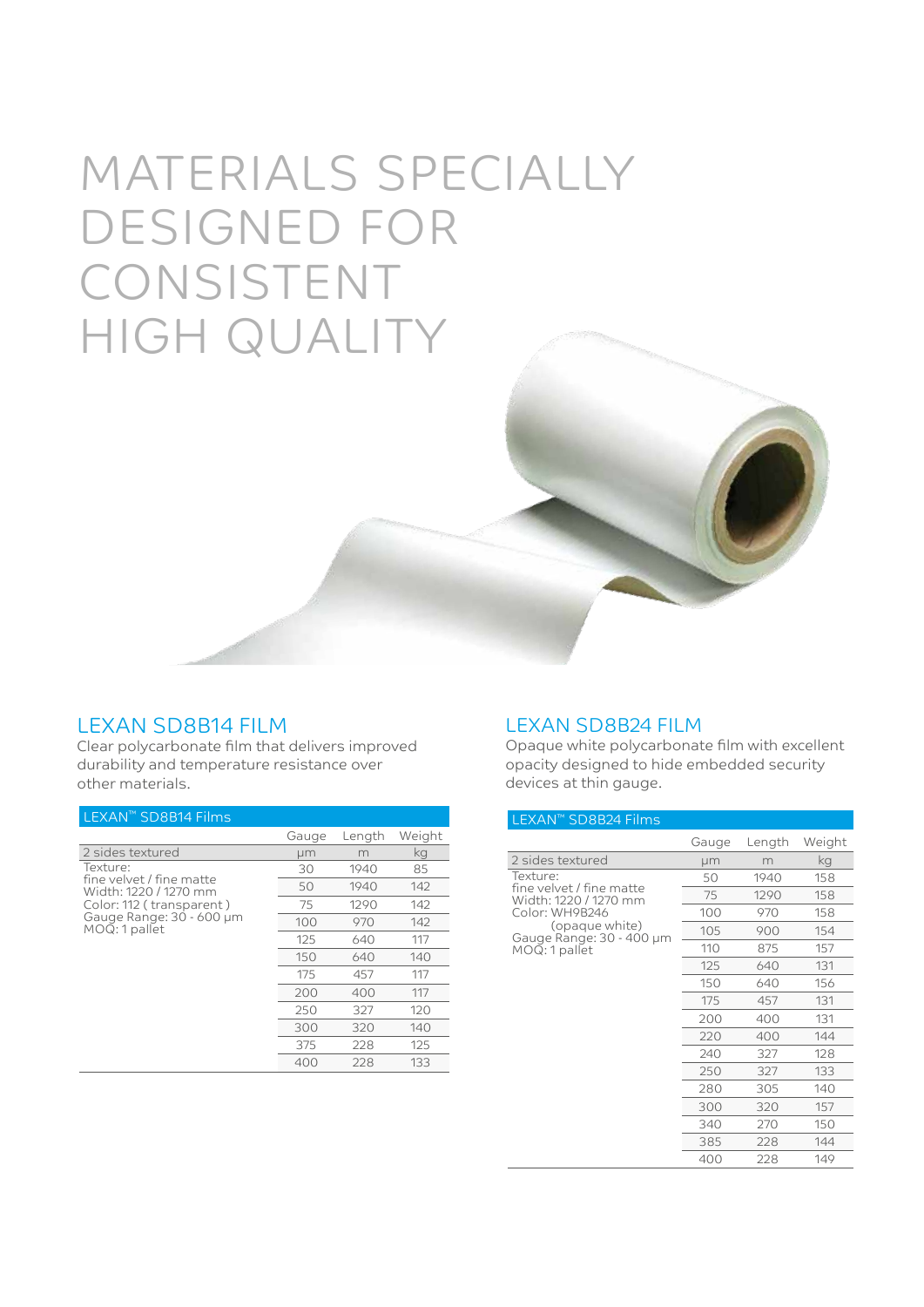# MATERIALS SPECIALLY DESIGNED FOR CONSISTENT HIGH QUALITY

## LEXAN SD8B14 FILM

Clear polycarbonate film that delivers improved durability and temperature resistance over other materials.

| LEXAN™ SD8B14 Films | Gauge | Length | Weight |
|---|---|---|---|
| 2 sides textured | µm | m | kg |
| Texture: fine velvet / fine matte<br>Width: 1220 / 1270 mm<br>Color: 112 ( transparent )<br>Gauge Range: 30 - 600 µm<br>MOQ: 1 pallet | 30 | 1940 | 85 |
| | 50 | 1940 | 142 |
| | 75 | 1290 | 142 |
| | 100 | 970 | 142 |
| | 125 | 640 | 117 |
| | 150 | 640 | 140 |
| | 175 | 457 | 117 |
| | 200 | 400 | 117 |
| | 250 | 327 | 120 |
| | 300 | 320 | 140 |
| | 375 | 228 | 125 |
| | 400 | 228 | 133 |

## LEXAN SD8B24 FILM

Opaque white polycarbonate film with excellent opacity designed to hide embedded security devices at thin gauge.

| LEXAN™ SD8B24 Films | Gauge | Length | Weight |
|---|---|---|---|
| 2 sides textured | µm | m | kg |
| Texture: fine velvet / fine matte<br>Width: 1220 / 1270 mm<br>Color: WH9B246 (opaque white)<br>Gauge Range: 30 - 400 µm<br>MOQ: 1 pallet | 50 | 1940 | 158 |
| | 75 | 1290 | 158 |
| | 100 | 970 | 158 |
| | 105 | 900 | 154 |
| | 110 | 875 | 157 |
| | 125 | 640 | 131 |
| | 150 | 640 | 156 |
| | 175 | 457 | 131 |
| | 200 | 400 | 131 |
| | 220 | 400 | 144 |
| | 240 | 327 | 128 |
| | 250 | 327 | 133 |
| | 280 | 305 | 140 |
| | 300 | 320 | 157 |
| | 340 | 270 | 150 |
| | 385 | 228 | 144 |
| | 400 | 228 | 149 |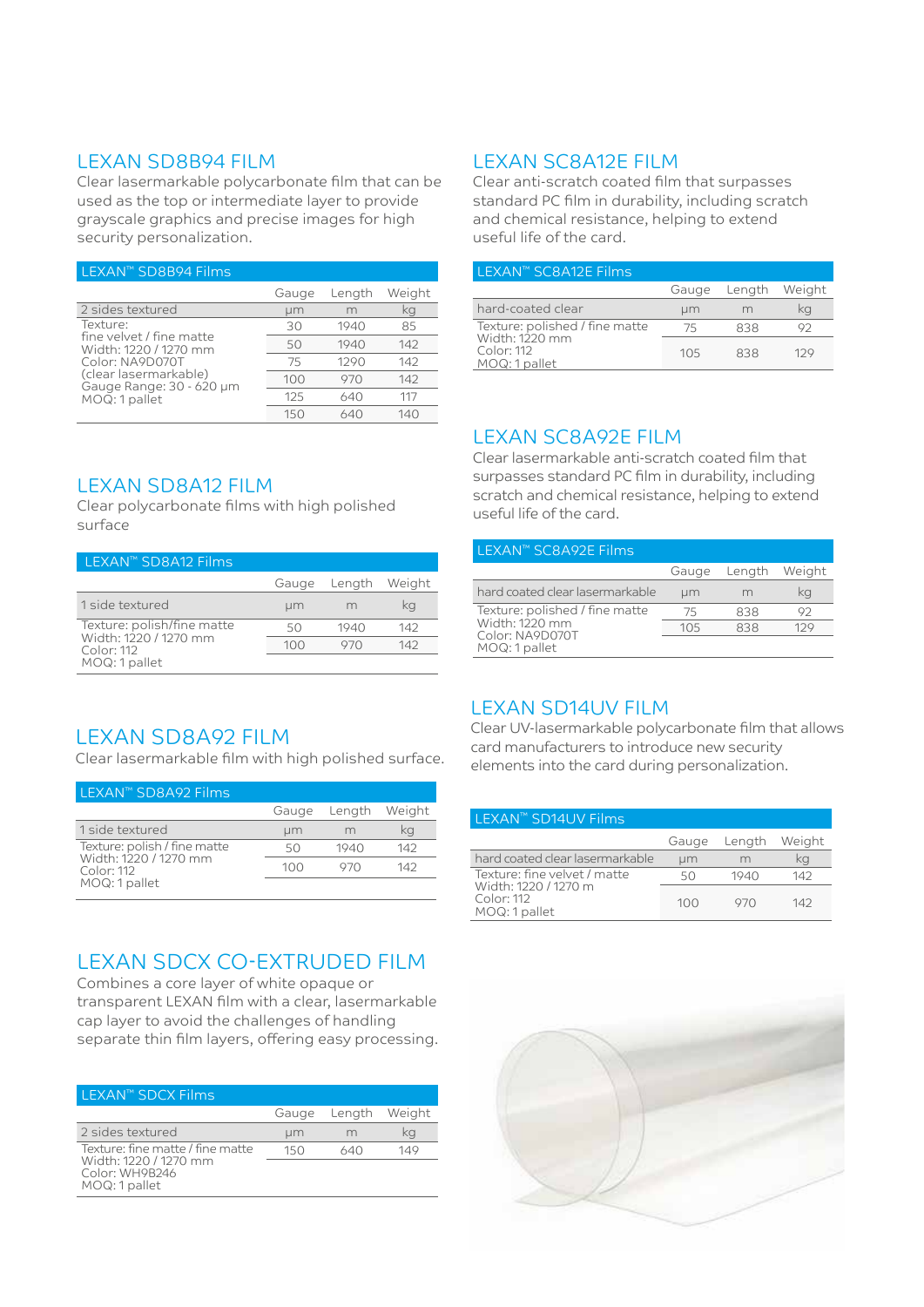## LEXAN SD8B94 FILM

Clear lasermarkable polycarbonate film that can be used as the top or intermediate layer to provide grayscale graphics and precise images for high security personalization.

| LEXAN™ SD8B94 Films | Gauge | Length | Weight |
|---|---|---|---|
| 2 sides textured | µm | m | kg |
| Texture: fine velvet / fine matte<br>Width: 1220 / 1270 mm<br>Color: NA9D070T (clear lasermarkable)<br>Gauge Range: 30 - 620 µm<br>MOQ: 1 pallet | 30 | 1940 | 85 |
| | 50 | 1940 | 142 |
| | 75 | 1290 | 142 |
| | 100 | 970 | 142 |
| | 125 | 640 | 117 |
| | 150 | 640 | 140 |

## LEXAN SD8A12 FILM

Clear polycarbonate films with high polished surface

| LEXAN™ SD8A12 Films | Gauge | Length | Weight |
|---|---|---|---|
| 1 side textured | µm | m | kg |
| Texture: polish/fine matte<br>Width: 1220 / 1270 mm<br>Color: 112<br>MOQ: 1 pallet | 50 | 1940 | 142 |
| | 100 | 970 | 142 |

## LEXAN SD8A92 FILM

Clear lasermarkable film with high polished surface.

| LEXAN™ SD8A92 Films | Gauge | Length | Weight |
|---|---|---|---|
| 1 side textured | µm | m | kg |
| Texture: polish / fine matte<br>Width: 1220 / 1270 mm<br>Color: 112<br>MOQ: 1 pallet | 50 | 1940 | 142 |
| | 100 | 970 | 142 |

## LEXAN SDCX CO-EXTRUDED FILM

Combines a core layer of white opaque or transparent LEXAN film with a clear, lasermarkable cap layer to avoid the challenges of handling separate thin film layers, offering easy processing.

| LEXAN™ SDCX Films | Gauge | Length | Weight |
|---|---|---|---|
| 2 sides textured | µm | m | kg |
| Texture: fine matte / fine matte<br>Width: 1220 / 1270 mm<br>Color: WH9B246<br>MOQ: 1 pallet | 150 | 640 | 149 |

## LEXAN SC8A12E FILM

Clear anti-scratch coated film that surpasses standard PC film in durability, including scratch and chemical resistance, helping to extend useful life of the card.

| LEXAN™ SC8A12E Films | Gauge | Length | Weight |
|---|---|---|---|
| hard-coated clear | µm | m | kg |
| Texture: polished / fine matte<br>Width: 1220 mm<br>Color: 112<br>MOQ: 1 pallet | 75 | 838 | 92 |
| | 105 | 838 | 129 |

## LEXAN SC8A92E FILM

Clear lasermarkable anti-scratch coated film that surpasses standard PC film in durability, including scratch and chemical resistance, helping to extend useful life of the card.

| LEXAN™ SC8A92E Films | Gauge | Length | Weight |
|---|---|---|---|
| hard coated clear lasermarkable | µm | m | kg |
| Texture: polished / fine matte<br>Width: 1220 mm<br>Color: NA9D070T<br>MOQ: 1 pallet | 75 | 838 | 92 |
| | 105 | 838 | 129 |

## LEXAN SD14UV FILM

Clear UV-lasermarkable polycarbonate film that allows card manufacturers to introduce new security elements into the card during personalization.

| LEXAN™ SD14UV Films | Gauge | Length | Weight |
|---|---|---|---|
| hard coated clear lasermarkable | µm | m | kg |
| Texture: fine velvet / matte<br>Width: 1220 / 1270 m<br>Color: 112<br>MOQ: 1 pallet | 50 | 1940 | 142 |
| | 100 | 970 | 142 |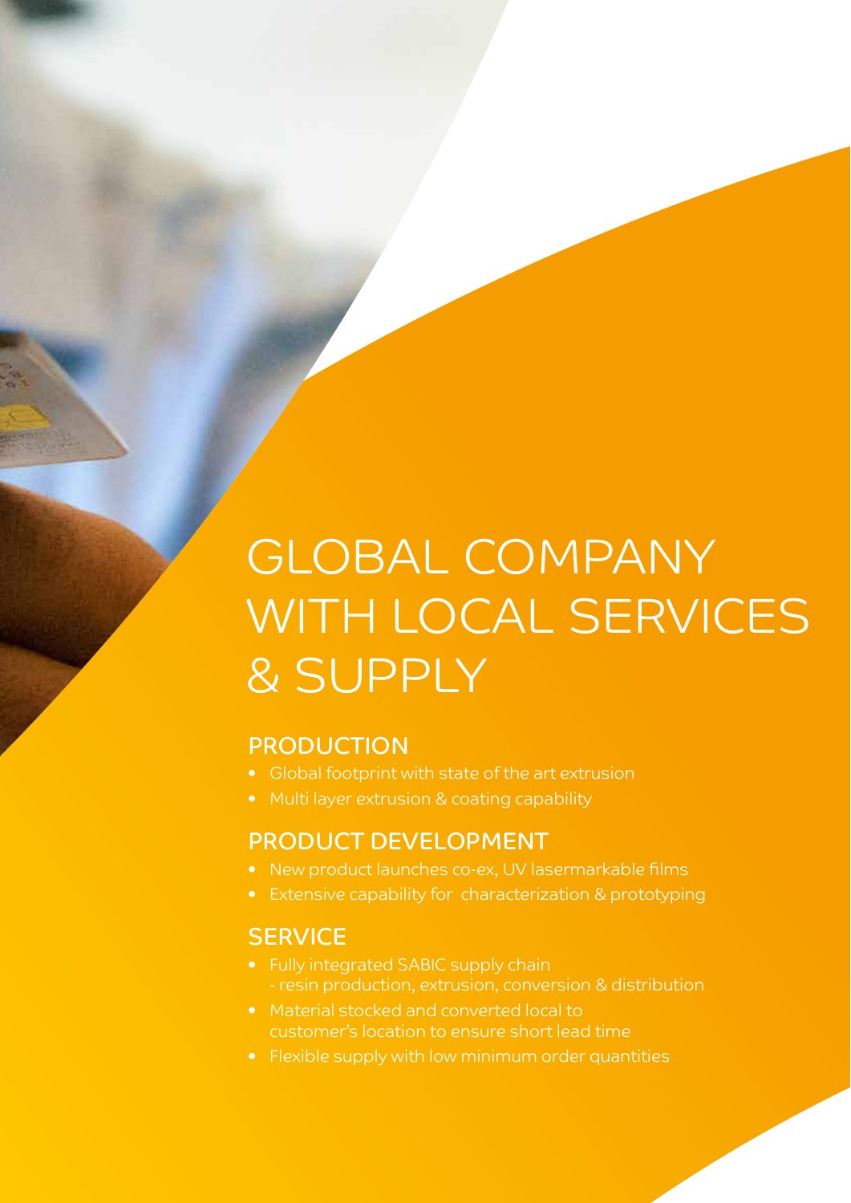# GLOBAL COMPANY WITH LOCAL SERVICES & SUPPLY

## PRODUCTION

- Global footprint with state of the art extrusion
- Multi layer extrusion & coating capability

## PRODUCT DEVELOPMENT

- New product launches co-ex, UV lasermarkable films
- Extensive capability for characterization & prototyping

## SERVICE

- Fully integrated SABIC supply chain
  - resin production, extrusion, conversion & distribution
- Material stocked and converted local to customer's location to ensure short lead time
- Flexible supply with low minimum order quantities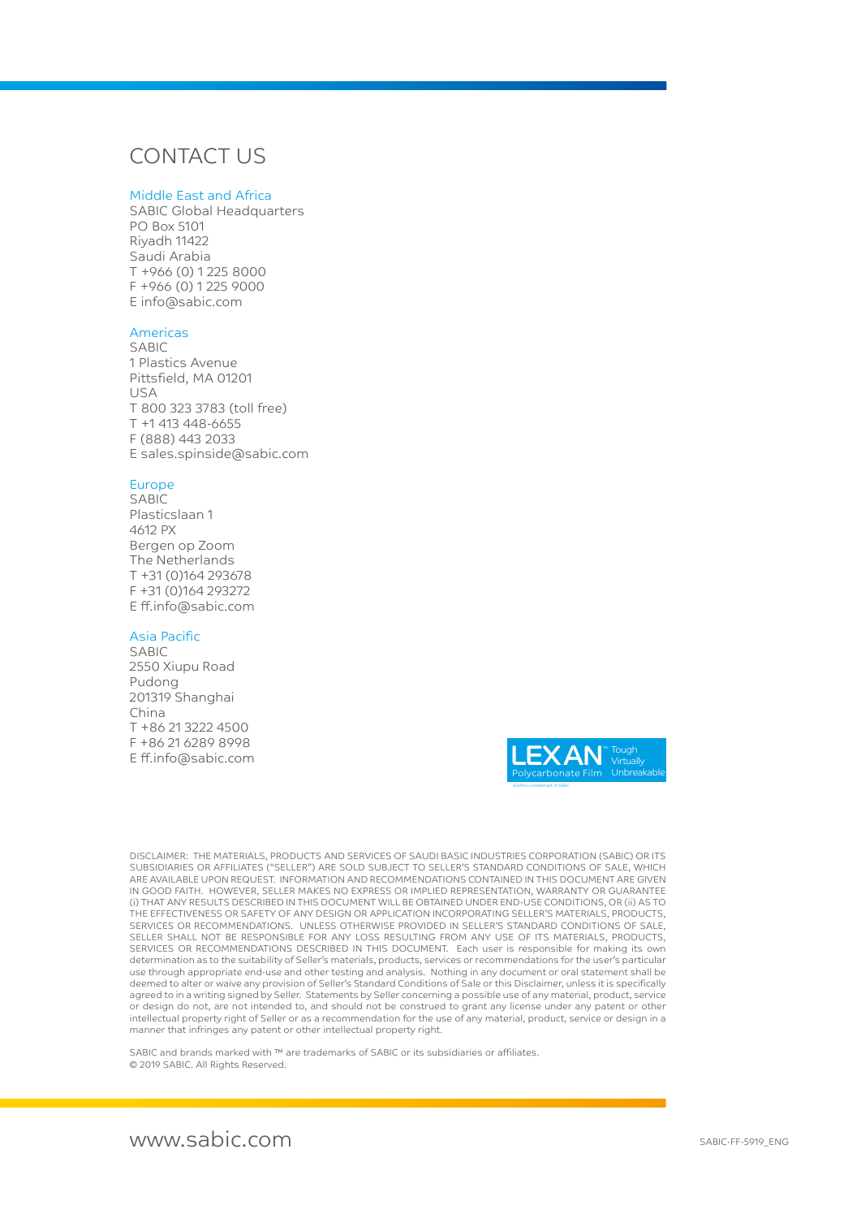# CONTACT US

## Middle East and Africa

SABIC Global Headquarters
PO Box 5101
Riyadh 11422
Saudi Arabia
T +966 (0) 1 225 8000
F +966 (0) 1 225 9000
E info@sabic.com

## Americas

SABIC
1 Plastics Avenue
Pittsfield, MA 01201
USA
T 800 323 3783 (toll free)
T +1 413 448-6655
F (888) 443 2033
E sales.spinside@sabic.com

## Europe

SABIC
Plasticslaan 1
4612 PX
Bergen op Zoom
The Netherlands
T +31 (0)164 293678
F +31 (0)164 293272
E ff.info@sabic.com

## Asia Pacific

SABIC
2550 Xiupu Road
Pudong
201319 Shanghai
China
T +86 21 3222 4500
F +86 21 6289 8998
E ff.info@sabic.com

LEXAN™ Polycarbonate Film Tough Virtually Unbreakable

LEXAN is a trademark of SABIC

DISCLAIMER: THE MATERIALS, PRODUCTS AND SERVICES OF SAUDI BASIC INDUSTRIES CORPORATION (SABIC) OR ITS SUBSIDIARIES OR AFFILIATES ("SELLER") ARE SOLD SUBJECT TO SELLER'S STANDARD CONDITIONS OF SALE, WHICH ARE AVAILABLE UPON REQUEST. INFORMATION AND RECOMMENDATIONS CONTAINED IN THIS DOCUMENT ARE GIVEN IN GOOD FAITH. HOWEVER, SELLER MAKES NO EXPRESS OR IMPLIED REPRESENTATION, WARRANTY OR GUARANTEE (i) THAT ANY RESULTS DESCRIBED IN THIS DOCUMENT WILL BE OBTAINED UNDER END-USE CONDITIONS, OR (ii) AS TO THE EFFECTIVENESS OR SAFETY OF ANY DESIGN OR APPLICATION INCORPORATING SELLER'S MATERIALS, PRODUCTS, SERVICES OR RECOMMENDATIONS. UNLESS OTHERWISE PROVIDED IN SELLER'S STANDARD CONDITIONS OF SALE, SELLER SHALL NOT BE RESPONSIBLE FOR ANY LOSS RESULTING FROM ANY USE OF ITS MATERIALS, PRODUCTS, SERVICES OR RECOMMENDATIONS DESCRIBED IN THIS DOCUMENT. Each user is responsible for making its own determination as to the suitability of Seller's materials, products, services or recommendations for the user's particular use through appropriate end-use and other testing and analysis. Nothing in any document or oral statement shall be deemed to alter or waive any provision of Seller's Standard Conditions of Sale or this Disclaimer, unless it is specifically agreed to in a writing signed by Seller. Statements by Seller concerning a possible use of any material, product, service or design do not, are not intended to, and should not be construed to grant any license under any patent or other intellectual property right of Seller or as a recommendation for the use of any material, product, service or design in a manner that infringes any patent or other intellectual property right.

SABIC and brands marked with ™ are trademarks of SABIC or its subsidiaries or affiliates.
© 2019 SABIC. All Rights Reserved.

www.sabic.com

SABIC-FF-5919_ENG